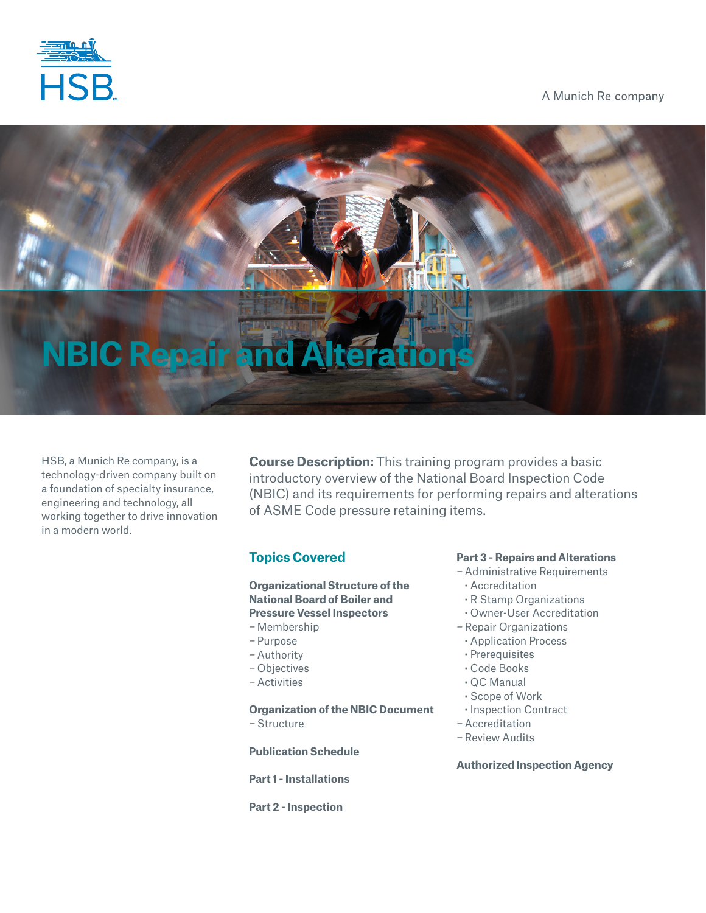HSB

A Munich Re company

# NBIC Repair and Alterations

HSB, a Munich Re company, is a technology-driven company built on a foundation of specialty insurance, engineering and technology, all working together to drive innovation in a modern world.

**Course Description:** This training program provides a basic introductory overview of the National Board Inspection Code (NBIC) and its requirements for performing repairs and alterations of ASME Code pressure retaining items.

## Topics Covered

**Organizational Structure of the National Board of Boiler and Pressure Vessel Inspectors**
- Membership
- Purpose
- Authority
- Objectives
- Activities

**Organization of the NBIC Document**
- Structure

**Publication Schedule**

**Part 1 - Installations**

**Part 2 - Inspection**

**Part 3 - Repairs and Alterations**
- Administrative Requirements
  - Accreditation
  - R Stamp Organizations
  - Owner-User Accreditation
- Repair Organizations
  - Application Process
  - Prerequisites
  - Code Books
  - QC Manual
  - Scope of Work
  - Inspection Contract
- Accreditation
- Review Audits

**Authorized Inspection Agency**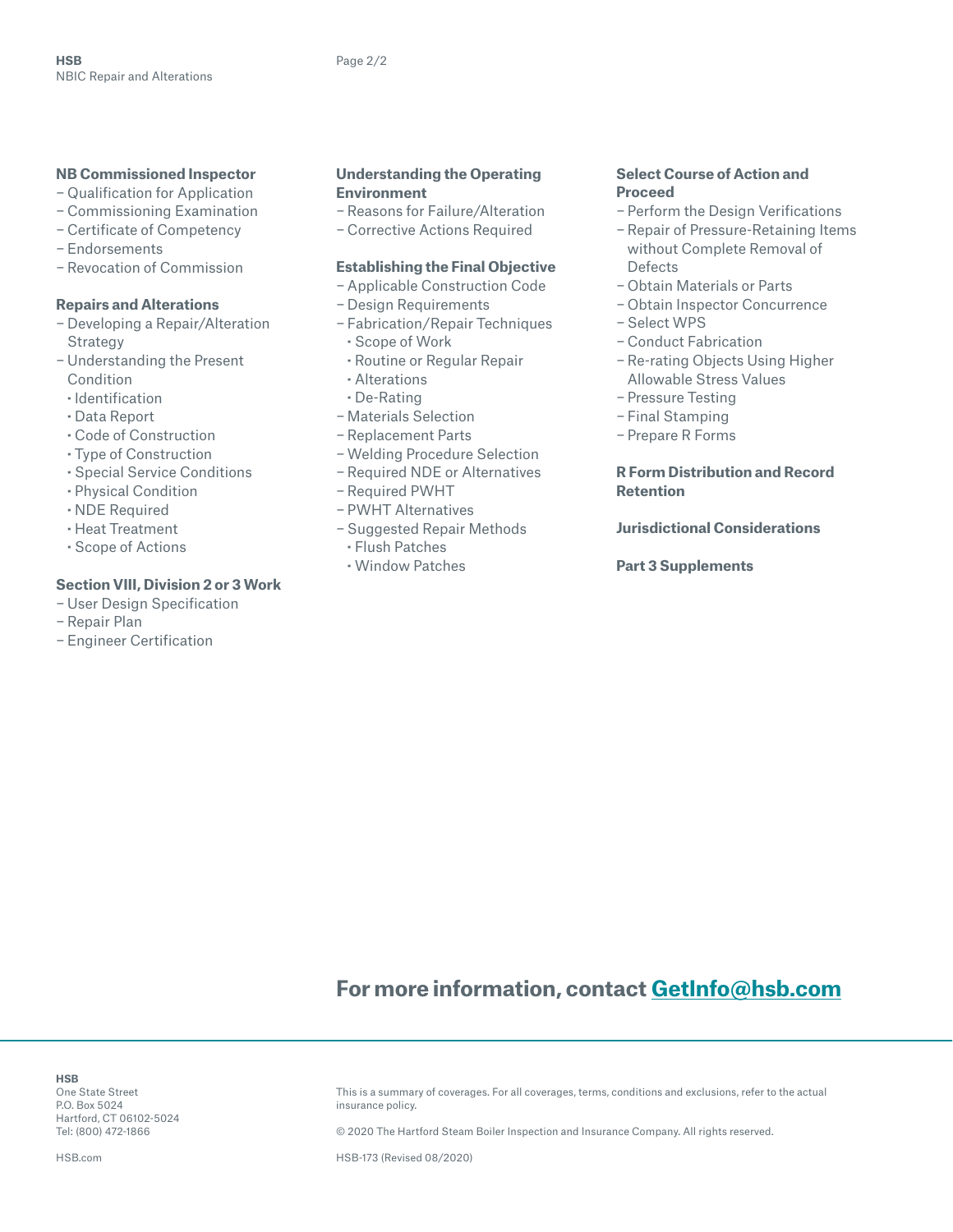**NB Commissioned Inspector**
- Qualification for Application
- Commissioning Examination
- Certificate of Competency
- Endorsements
- Revocation of Commission

**Repairs and Alterations**
- Developing a Repair/Alteration Strategy
- Understanding the Present Condition
  - Identification
  - Data Report
  - Code of Construction
  - Type of Construction
  - Special Service Conditions
  - Physical Condition
  - NDE Required
  - Heat Treatment
  - Scope of Actions

**Section VIII, Division 2 or 3 Work**
- User Design Specification
- Repair Plan
- Engineer Certification

**Understanding the Operating Environment**
- Reasons for Failure/Alteration
- Corrective Actions Required

**Establishing the Final Objective**
- Applicable Construction Code
- Design Requirements
- Fabrication/Repair Techniques
  - Scope of Work
  - Routine or Regular Repair
  - Alterations
  - De-Rating
- Materials Selection
- Replacement Parts
- Welding Procedure Selection
- Required NDE or Alternatives
- Required PWHT
- PWHT Alternatives
- Suggested Repair Methods
  - Flush Patches
  - Window Patches

**Select Course of Action and Proceed**
- Perform the Design Verifications
- Repair of Pressure-Retaining Items without Complete Removal of Defects
- Obtain Materials or Parts
- Obtain Inspector Concurrence
- Select WPS
- Conduct Fabrication
- Re-rating Objects Using Higher Allowable Stress Values
- Pressure Testing
- Final Stamping
- Prepare R Forms

**R Form Distribution and Record Retention**

**Jurisdictional Considerations**

**Part 3 Supplements**

## For more information, contact GetInfo@hsb.com

**HSB**
One State Street
P.O. Box 5024
Hartford, CT 06102-5024
Tel: (800) 472-1866

HSB.com

This is a summary of coverages. For all coverages, terms, conditions and exclusions, refer to the actual insurance policy.

© 2020 The Hartford Steam Boiler Inspection and Insurance Company. All rights reserved.

HSB-173 (Revised 08/2020)